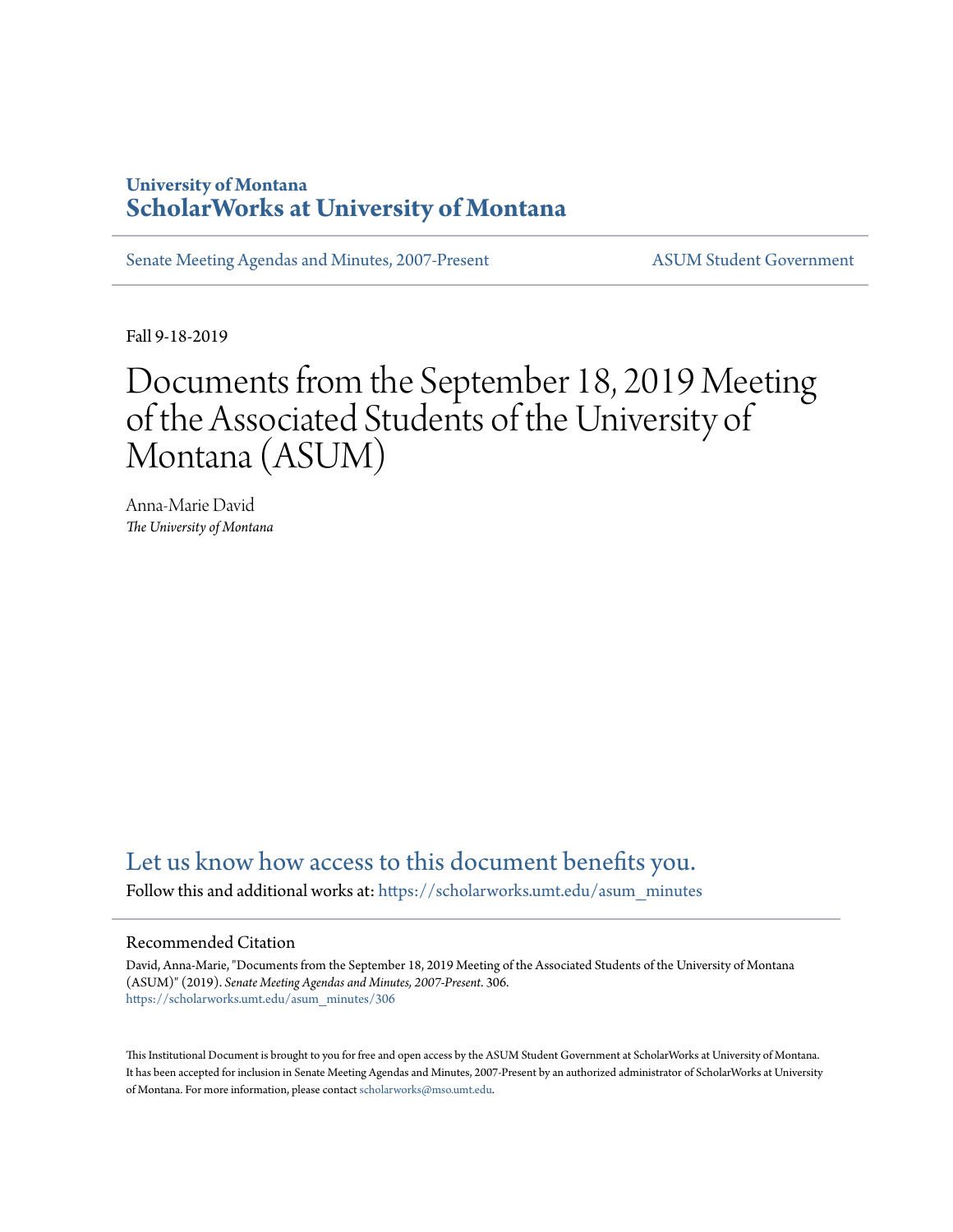University of Montana
# ScholarWorks at University of Montana

Senate Meeting Agendas and Minutes, 2007-Present

ASUM Student Government

Fall 9-18-2019

# Documents from the September 18, 2019 Meeting of the Associated Students of the University of Montana (ASUM)

Anna-Marie David
*The University of Montana*

Let us know how access to this document benefits you.

Follow this and additional works at: https://scholarworks.umt.edu/asum_minutes

## Recommended Citation

David, Anna-Marie, "Documents from the September 18, 2019 Meeting of the Associated Students of the University of Montana (ASUM)" (2019). *Senate Meeting Agendas and Minutes, 2007-Present*. 306.
https://scholarworks.umt.edu/asum_minutes/306

This Institutional Document is brought to you for free and open access by the ASUM Student Government at ScholarWorks at University of Montana. It has been accepted for inclusion in Senate Meeting Agendas and Minutes, 2007-Present by an authorized administrator of ScholarWorks at University of Montana. For more information, please contact scholarworks@mso.umt.edu.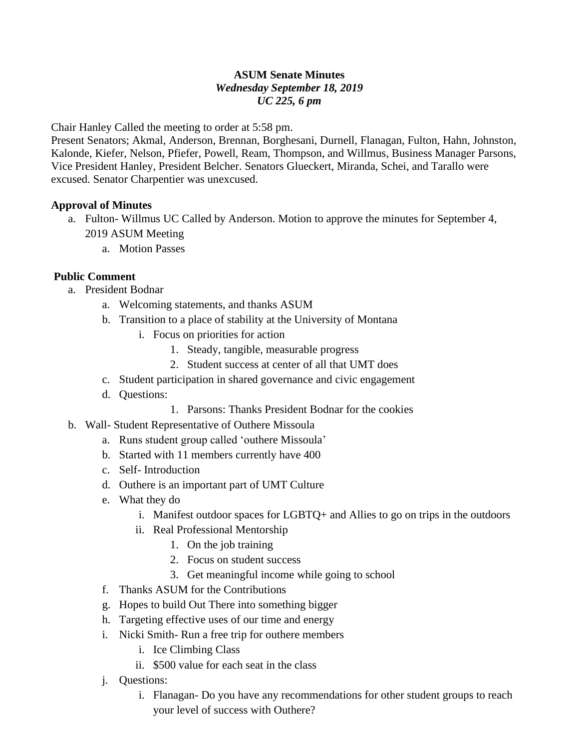**ASUM Senate Minutes**
***Wednesday September 18, 2019***
***UC 225, 6 pm***

Chair Hanley Called the meeting to order at 5:58 pm.
Present Senators; Akmal, Anderson, Brennan, Borghesani, Durnell, Flanagan, Fulton, Hahn, Johnston, Kalonde, Kiefer, Nelson, Pfiefer, Powell, Ream, Thompson, and Willmus, Business Manager Parsons, Vice President Hanley, President Belcher. Senators Glueckert, Miranda, Schei, and Tarallo were excused. Senator Charpentier was unexcused.

**Approval of Minutes**

a. Fulton- Willmus UC Called by Anderson. Motion to approve the minutes for September 4, 2019 ASUM Meeting
    a. Motion Passes

**Public Comment**

a. President Bodnar
    a. Welcoming statements, and thanks ASUM
    b. Transition to a place of stability at the University of Montana
        i. Focus on priorities for action
            1. Steady, tangible, measurable progress
            2. Student success at center of all that UMT does
    c. Student participation in shared governance and civic engagement
    d. Questions:
            1. Parsons: Thanks President Bodnar for the cookies
b. Wall- Student Representative of Outhere Missoula
    a. Runs student group called 'outhere Missoula'
    b. Started with 11 members currently have 400
    c. Self- Introduction
    d. Outhere is an important part of UMT Culture
    e. What they do
        i. Manifest outdoor spaces for LGBTQ+ and Allies to go on trips in the outdoors
        ii. Real Professional Mentorship
            1. On the job training
            2. Focus on student success
            3. Get meaningful income while going to school
    f. Thanks ASUM for the Contributions
    g. Hopes to build Out There into something bigger
    h. Targeting effective uses of our time and energy
    i. Nicki Smith- Run a free trip for outhere members
        i. Ice Climbing Class
        ii. $500 value for each seat in the class
    j. Questions:
        i. Flanagan- Do you have any recommendations for other student groups to reach your level of success with Outhere?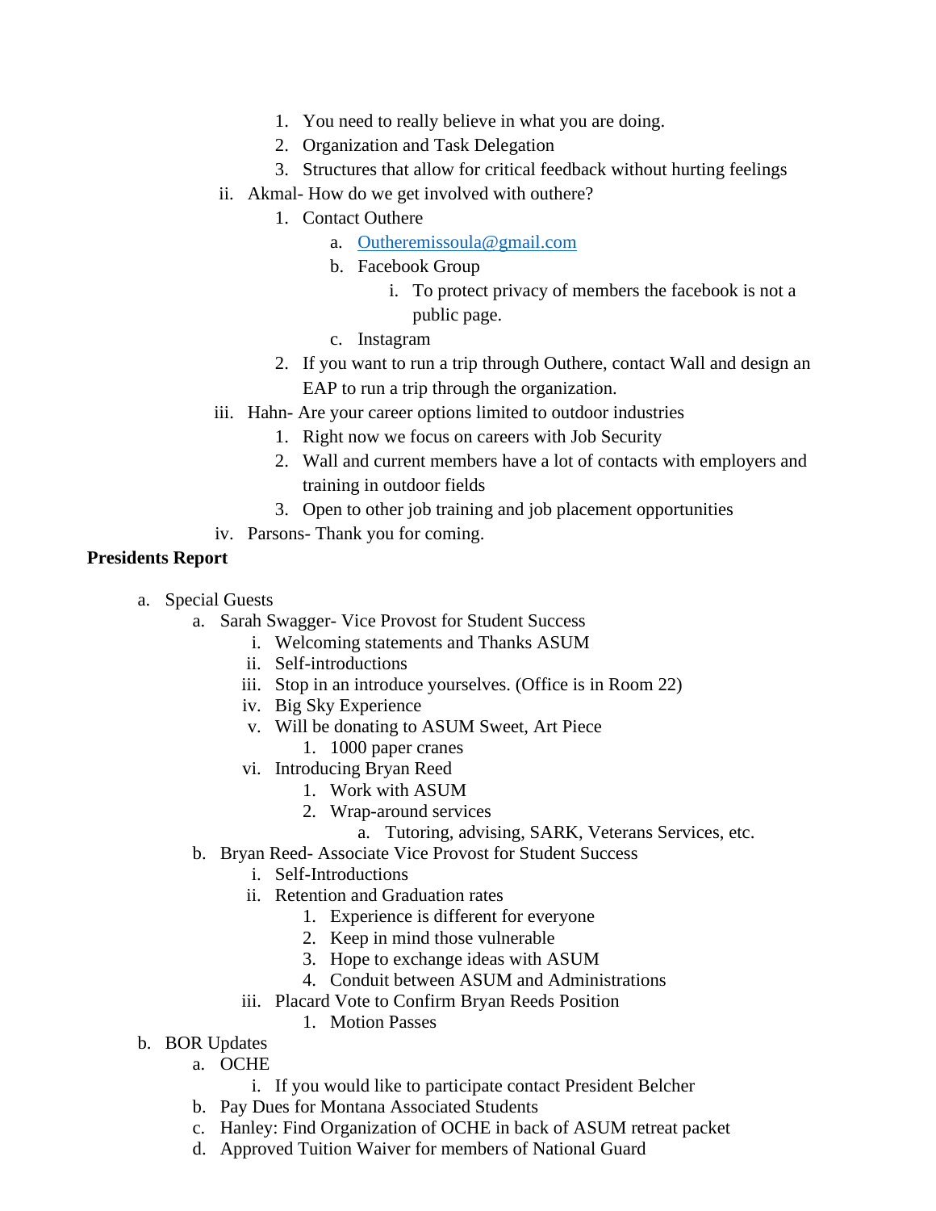1. You need to really believe in what you are doing.
2. Organization and Task Delegation
3. Structures that allow for critical feedback without hurting feelings

ii. Akmal- How do we get involved with outhere?

1. Contact Outhere
   a. Outheremissoula@gmail.com
   b. Facebook Group
      i. To protect privacy of members the facebook is not a public page.
   c. Instagram
2. If you want to run a trip through Outhere, contact Wall and design an EAP to run a trip through the organization.

iii. Hahn- Are your career options limited to outdoor industries

1. Right now we focus on careers with Job Security
2. Wall and current members have a lot of contacts with employers and training in outdoor fields
3. Open to other job training and job placement opportunities

iv. Parsons- Thank you for coming.

**Presidents Report**

a. Special Guests
   a. Sarah Swagger- Vice Provost for Student Success
      i. Welcoming statements and Thanks ASUM
      ii. Self-introductions
      iii. Stop in an introduce yourselves. (Office is in Room 22)
      iv. Big Sky Experience
      v. Will be donating to ASUM Sweet, Art Piece
         1. 1000 paper cranes
      vi. Introducing Bryan Reed
         1. Work with ASUM
         2. Wrap-around services
            a. Tutoring, advising, SARK, Veterans Services, etc.
   b. Bryan Reed- Associate Vice Provost for Student Success
      i. Self-Introductions
      ii. Retention and Graduation rates
         1. Experience is different for everyone
         2. Keep in mind those vulnerable
         3. Hope to exchange ideas with ASUM
         4. Conduit between ASUM and Administrations
      iii. Placard Vote to Confirm Bryan Reeds Position
         1. Motion Passes

b. BOR Updates
   a. OCHE
      i. If you would like to participate contact President Belcher
   b. Pay Dues for Montana Associated Students
   c. Hanley: Find Organization of OCHE in back of ASUM retreat packet
   d. Approved Tuition Waiver for members of National Guard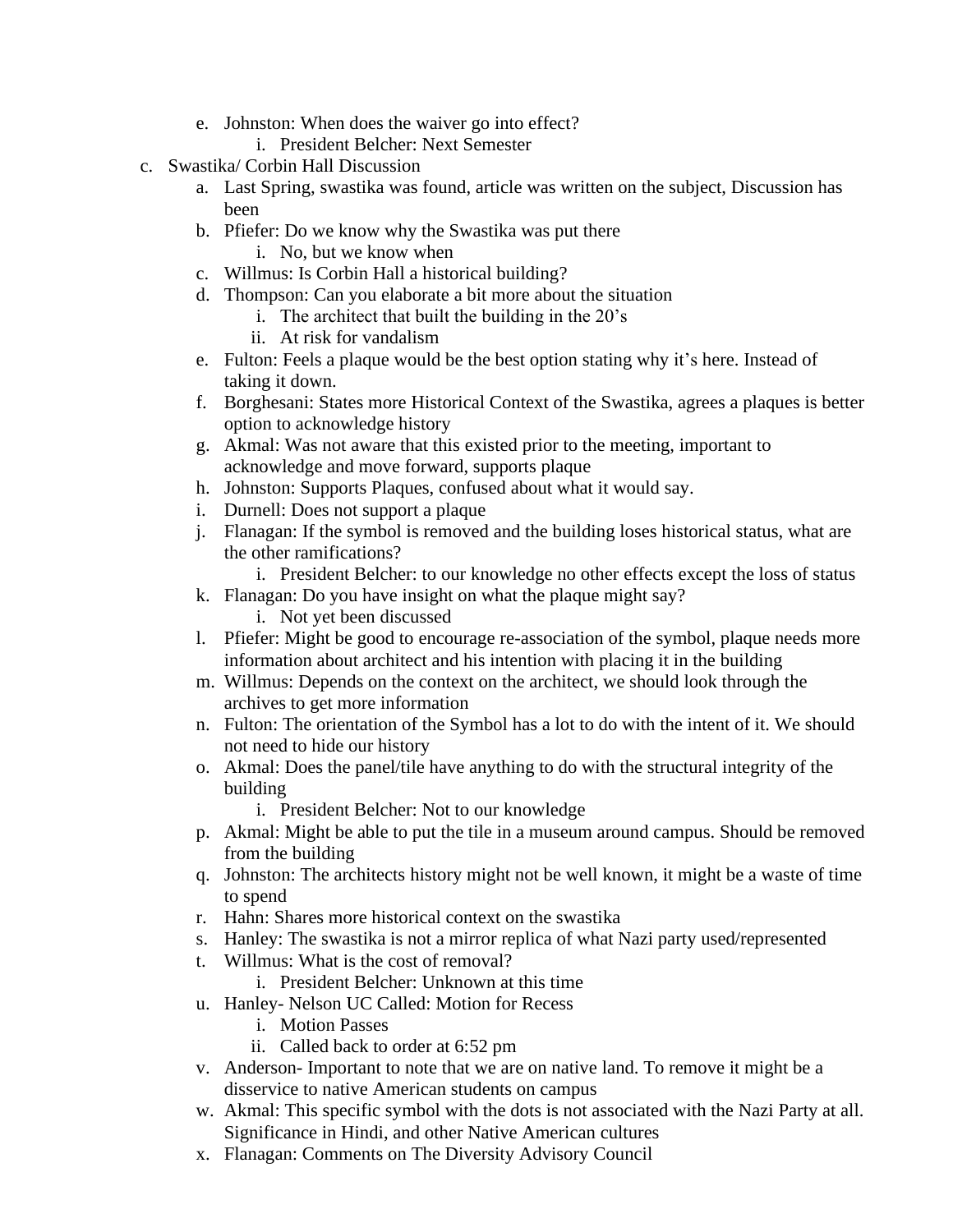- e. Johnston: When does the waiver go into effect?
    - i. President Belcher: Next Semester

c. Swastika/ Corbin Hall Discussion

- a. Last Spring, swastika was found, article was written on the subject, Discussion has been
- b. Pfiefer: Do we know why the Swastika was put there
    - i. No, but we know when
- c. Willmus: Is Corbin Hall a historical building?
- d. Thompson: Can you elaborate a bit more about the situation
    - i. The architect that built the building in the 20's
    - ii. At risk for vandalism
- e. Fulton: Feels a plaque would be the best option stating why it's here. Instead of taking it down.
- f. Borghesani: States more Historical Context of the Swastika, agrees a plaques is better option to acknowledge history
- g. Akmal: Was not aware that this existed prior to the meeting, important to acknowledge and move forward, supports plaque
- h. Johnston: Supports Plaques, confused about what it would say.
- i. Durnell: Does not support a plaque
- j. Flanagan: If the symbol is removed and the building loses historical status, what are the other ramifications?
    - i. President Belcher: to our knowledge no other effects except the loss of status
- k. Flanagan: Do you have insight on what the plaque might say?
    - i. Not yet been discussed
- l. Pfiefer: Might be good to encourage re-association of the symbol, plaque needs more information about architect and his intention with placing it in the building
- m. Willmus: Depends on the context on the architect, we should look through the archives to get more information
- n. Fulton: The orientation of the Symbol has a lot to do with the intent of it. We should not need to hide our history
- o. Akmal: Does the panel/tile have anything to do with the structural integrity of the building
    - i. President Belcher: Not to our knowledge
- p. Akmal: Might be able to put the tile in a museum around campus. Should be removed from the building
- q. Johnston: The architects history might not be well known, it might be a waste of time to spend
- r. Hahn: Shares more historical context on the swastika
- s. Hanley: The swastika is not a mirror replica of what Nazi party used/represented
- t. Willmus: What is the cost of removal?
    - i. President Belcher: Unknown at this time
- u. Hanley- Nelson UC Called: Motion for Recess
    - i. Motion Passes
    - ii. Called back to order at 6:52 pm
- v. Anderson- Important to note that we are on native land. To remove it might be a disservice to native American students on campus
- w. Akmal: This specific symbol with the dots is not associated with the Nazi Party at all. Significance in Hindi, and other Native American cultures
- x. Flanagan: Comments on The Diversity Advisory Council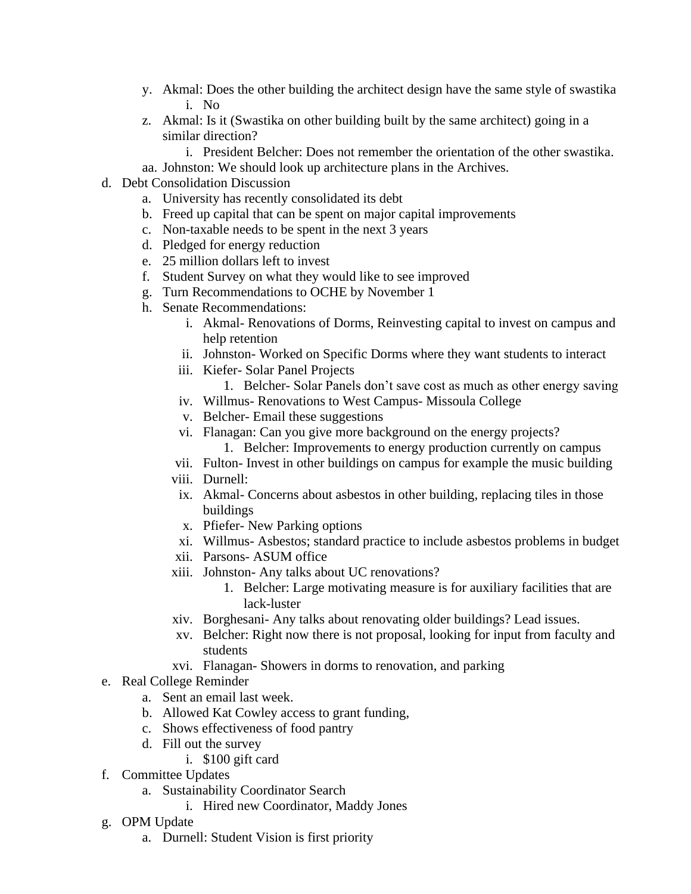y. Akmal: Does the other building the architect design have the same style of swastika
    i. No
z. Akmal: Is it (Swastika on other building built by the same architect) going in a similar direction?
    i. President Belcher: Does not remember the orientation of the other swastika.
aa. Johnston: We should look up architecture plans in the Archives.

d. Debt Consolidation Discussion
    a. University has recently consolidated its debt
    b. Freed up capital that can be spent on major capital improvements
    c. Non-taxable needs to be spent in the next 3 years
    d. Pledged for energy reduction
    e. 25 million dollars left to invest
    f. Student Survey on what they would like to see improved
    g. Turn Recommendations to OCHE by November 1
    h. Senate Recommendations:
        i. Akmal- Renovations of Dorms, Reinvesting capital to invest on campus and help retention
        ii. Johnston- Worked on Specific Dorms where they want students to interact
        iii. Kiefer- Solar Panel Projects
            1. Belcher- Solar Panels don't save cost as much as other energy saving
        iv. Willmus- Renovations to West Campus- Missoula College
        v. Belcher- Email these suggestions
        vi. Flanagan: Can you give more background on the energy projects?
            1. Belcher: Improvements to energy production currently on campus
        vii. Fulton- Invest in other buildings on campus for example the music building
        viii. Durnell:
        ix. Akmal- Concerns about asbestos in other building, replacing tiles in those buildings
        x. Pfiefer- New Parking options
        xi. Willmus- Asbestos; standard practice to include asbestos problems in budget
        xii. Parsons- ASUM office
        xiii. Johnston- Any talks about UC renovations?
            1. Belcher: Large motivating measure is for auxiliary facilities that are lack-luster
        xiv. Borghesani- Any talks about renovating older buildings? Lead issues.
        xv. Belcher: Right now there is not proposal, looking for input from faculty and students
        xvi. Flanagan- Showers in dorms to renovation, and parking

e. Real College Reminder
    a. Sent an email last week.
    b. Allowed Kat Cowley access to grant funding,
    c. Shows effectiveness of food pantry
    d. Fill out the survey
        i. $100 gift card

f. Committee Updates
    a. Sustainability Coordinator Search
        i. Hired new Coordinator, Maddy Jones

g. OPM Update
    a. Durnell: Student Vision is first priority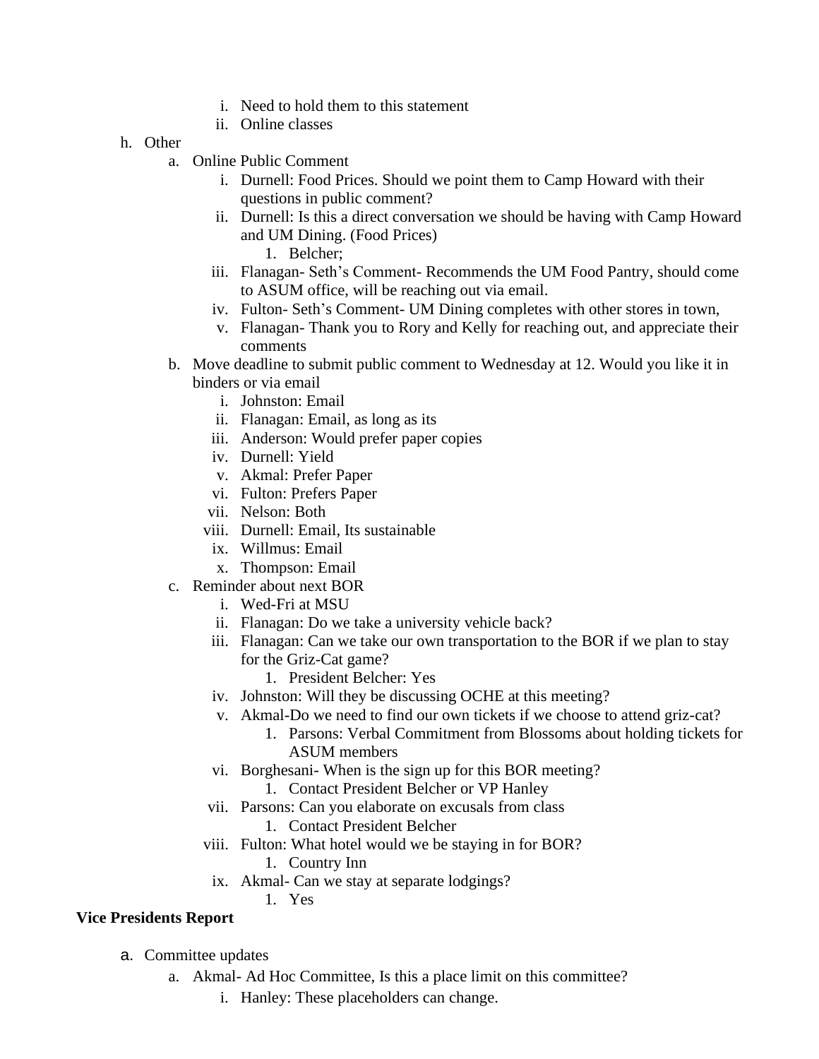i. Need to hold them to this statement
   ii. Online classes

h. Other
   a. Online Public Comment
      i. Durnell: Food Prices. Should we point them to Camp Howard with their questions in public comment?
      ii. Durnell: Is this a direct conversation we should be having with Camp Howard and UM Dining. (Food Prices)
         1. Belcher;
      iii. Flanagan- Seth's Comment- Recommends the UM Food Pantry, should come to ASUM office, will be reaching out via email.
      iv. Fulton- Seth's Comment- UM Dining completes with other stores in town,
      v. Flanagan- Thank you to Rory and Kelly for reaching out, and appreciate their comments
   b. Move deadline to submit public comment to Wednesday at 12. Would you like it in binders or via email
      i. Johnston: Email
      ii. Flanagan: Email, as long as its
      iii. Anderson: Would prefer paper copies
      iv. Durnell: Yield
      v. Akmal: Prefer Paper
      vi. Fulton: Prefers Paper
      vii. Nelson: Both
      viii. Durnell: Email, Its sustainable
      ix. Willmus: Email
      x. Thompson: Email
   c. Reminder about next BOR
      i. Wed-Fri at MSU
      ii. Flanagan: Do we take a university vehicle back?
      iii. Flanagan: Can we take our own transportation to the BOR if we plan to stay for the Griz-Cat game?
         1. President Belcher: Yes
      iv. Johnston: Will they be discussing OCHE at this meeting?
      v. Akmal-Do we need to find our own tickets if we choose to attend griz-cat?
         1. Parsons: Verbal Commitment from Blossoms about holding tickets for ASUM members
      vi. Borghesani- When is the sign up for this BOR meeting?
         1. Contact President Belcher or VP Hanley
      vii. Parsons: Can you elaborate on excusals from class
         1. Contact President Belcher
      viii. Fulton: What hotel would we be staying in for BOR?
         1. Country Inn
      ix. Akmal- Can we stay at separate lodgings?
         1. Yes

**Vice Presidents Report**

a. Committee updates
   a. Akmal- Ad Hoc Committee, Is this a place limit on this committee?
      i. Hanley: These placeholders can change.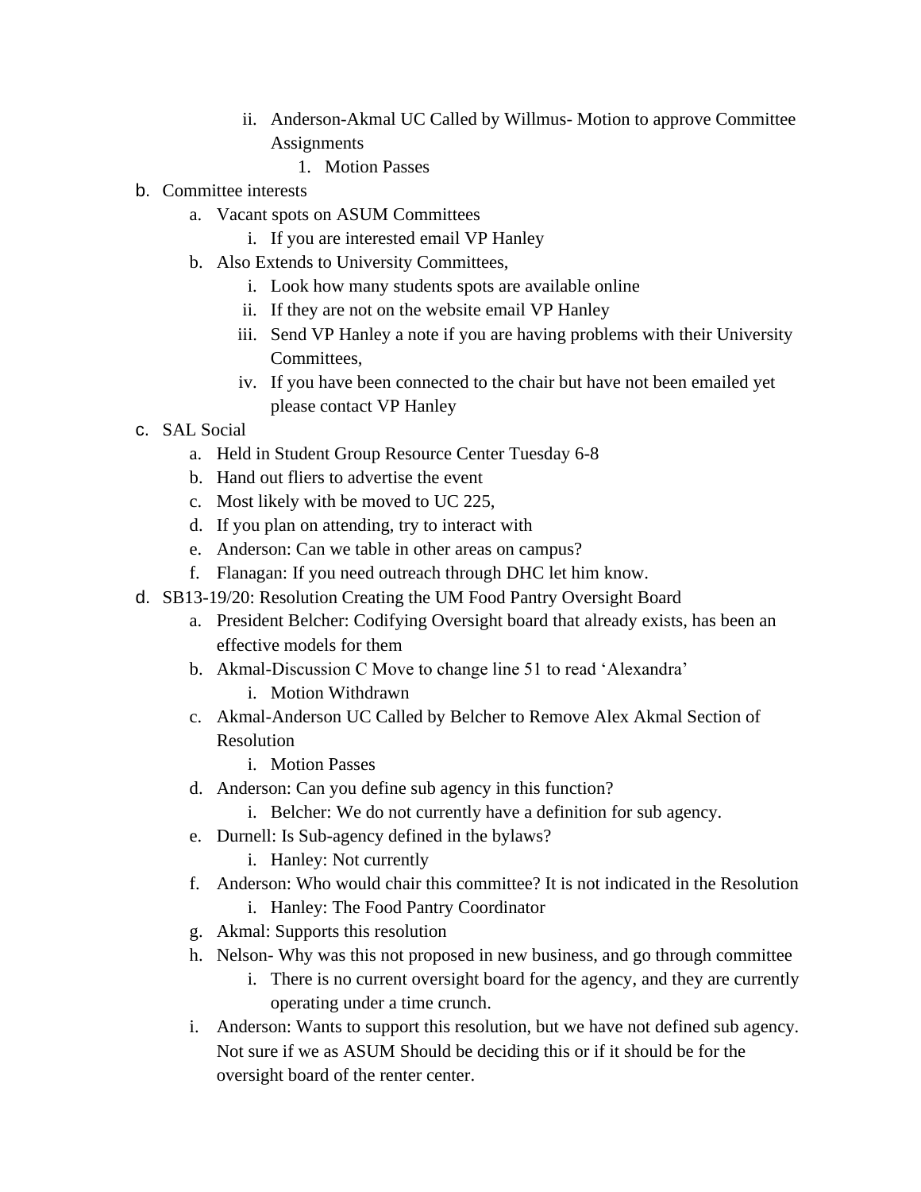- ii. Anderson-Akmal UC Called by Willmus- Motion to approve Committee Assignments
     1. Motion Passes

b. Committee interests
   - a. Vacant spots on ASUM Committees
     - i. If you are interested email VP Hanley
   - b. Also Extends to University Committees,
     - i. Look how many students spots are available online
     - ii. If they are not on the website email VP Hanley
     - iii. Send VP Hanley a note if you are having problems with their University Committees,
     - iv. If you have been connected to the chair but have not been emailed yet please contact VP Hanley

c. SAL Social
   - a. Held in Student Group Resource Center Tuesday 6-8
   - b. Hand out fliers to advertise the event
   - c. Most likely with be moved to UC 225,
   - d. If you plan on attending, try to interact with
   - e. Anderson: Can we table in other areas on campus?
   - f. Flanagan: If you need outreach through DHC let him know.

d. SB13-19/20: Resolution Creating the UM Food Pantry Oversight Board
   - a. President Belcher: Codifying Oversight board that already exists, has been an effective models for them
   - b. Akmal-Discussion C Move to change line 51 to read 'Alexandra'
     - i. Motion Withdrawn
   - c. Akmal-Anderson UC Called by Belcher to Remove Alex Akmal Section of Resolution
     - i. Motion Passes
   - d. Anderson: Can you define sub agency in this function?
     - i. Belcher: We do not currently have a definition for sub agency.
   - e. Durnell: Is Sub-agency defined in the bylaws?
     - i. Hanley: Not currently
   - f. Anderson: Who would chair this committee? It is not indicated in the Resolution
     - i. Hanley: The Food Pantry Coordinator
   - g. Akmal: Supports this resolution
   - h. Nelson- Why was this not proposed in new business, and go through committee
     - i. There is no current oversight board for the agency, and they are currently operating under a time crunch.
   - i. Anderson: Wants to support this resolution, but we have not defined sub agency. Not sure if we as ASUM Should be deciding this or if it should be for the oversight board of the renter center.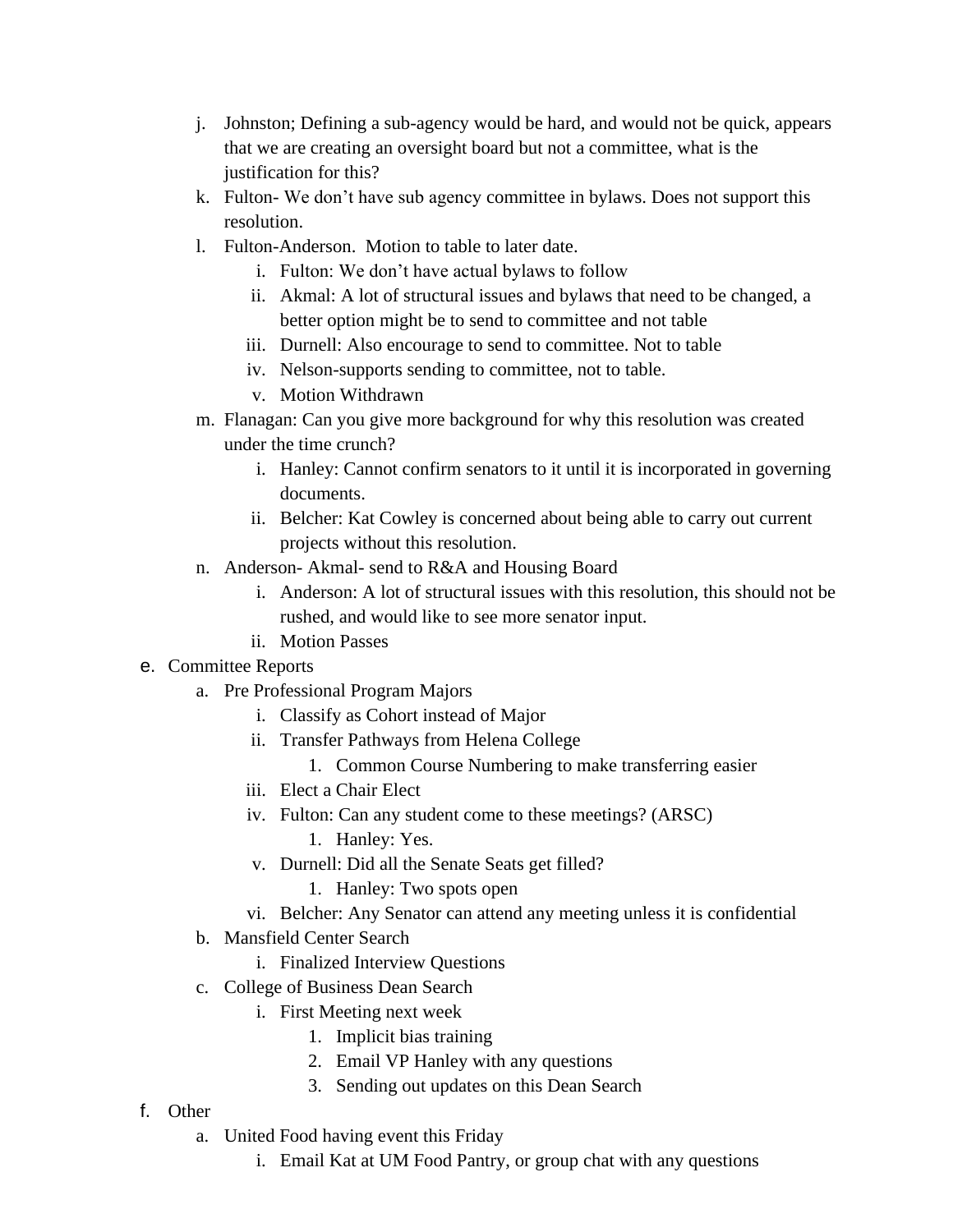j. Johnston; Defining a sub-agency would be hard, and would not be quick, appears that we are creating an oversight board but not a committee, what is the justification for this?
k. Fulton- We don't have sub agency committee in bylaws. Does not support this resolution.
l. Fulton-Anderson. Motion to table to later date.
    i. Fulton: We don't have actual bylaws to follow
    ii. Akmal: A lot of structural issues and bylaws that need to be changed, a better option might be to send to committee and not table
    iii. Durnell: Also encourage to send to committee. Not to table
    iv. Nelson-supports sending to committee, not to table.
    v. Motion Withdrawn
m. Flanagan: Can you give more background for why this resolution was created under the time crunch?
    i. Hanley: Cannot confirm senators to it until it is incorporated in governing documents.
    ii. Belcher: Kat Cowley is concerned about being able to carry out current projects without this resolution.
n. Anderson- Akmal- send to R&A and Housing Board
    i. Anderson: A lot of structural issues with this resolution, this should not be rushed, and would like to see more senator input.
    ii. Motion Passes

e. Committee Reports
    a. Pre Professional Program Majors
        i. Classify as Cohort instead of Major
        ii. Transfer Pathways from Helena College
            1. Common Course Numbering to make transferring easier
        iii. Elect a Chair Elect
        iv. Fulton: Can any student come to these meetings? (ARSC)
            1. Hanley: Yes.
        v. Durnell: Did all the Senate Seats get filled?
            1. Hanley: Two spots open
        vi. Belcher: Any Senator can attend any meeting unless it is confidential
    b. Mansfield Center Search
        i. Finalized Interview Questions
    c. College of Business Dean Search
        i. First Meeting next week
            1. Implicit bias training
            2. Email VP Hanley with any questions
            3. Sending out updates on this Dean Search

f. Other
    a. United Food having event this Friday
        i. Email Kat at UM Food Pantry, or group chat with any questions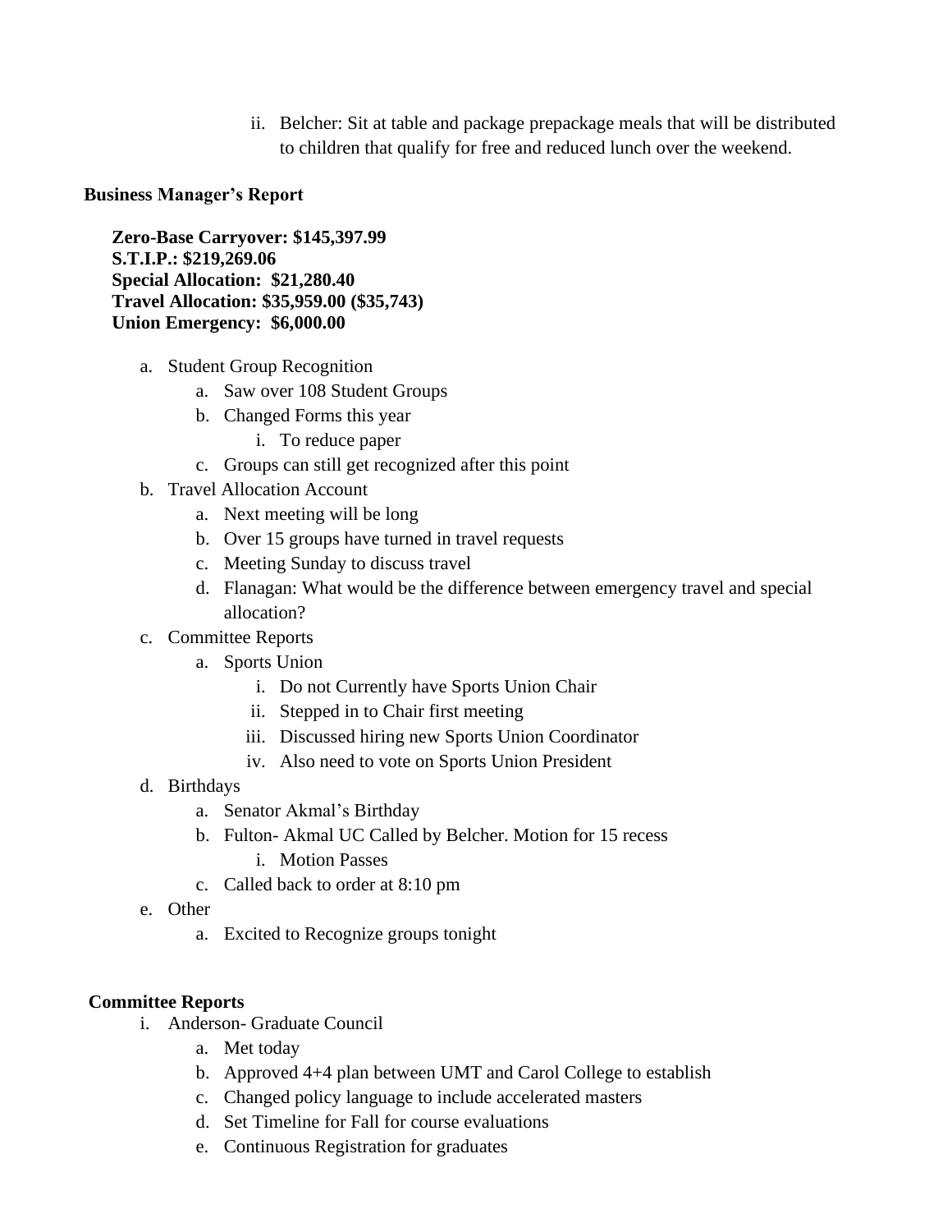ii. Belcher: Sit at table and package prepackage meals that will be distributed to children that qualify for free and reduced lunch over the weekend.

**Business Manager's Report**

**Zero-Base Carryover: $145,397.99**
**S.T.I.P.: $219,269.06**
**Special Allocation: $21,280.40**
**Travel Allocation: $35,959.00 ($35,743)**
**Union Emergency: $6,000.00**

a. Student Group Recognition
    a. Saw over 108 Student Groups
    b. Changed Forms this year
        i. To reduce paper
    c. Groups can still get recognized after this point
b. Travel Allocation Account
    a. Next meeting will be long
    b. Over 15 groups have turned in travel requests
    c. Meeting Sunday to discuss travel
    d. Flanagan: What would be the difference between emergency travel and special allocation?
c. Committee Reports
    a. Sports Union
        i. Do not Currently have Sports Union Chair
        ii. Stepped in to Chair first meeting
        iii. Discussed hiring new Sports Union Coordinator
        iv. Also need to vote on Sports Union President
d. Birthdays
    a. Senator Akmal's Birthday
    b. Fulton- Akmal UC Called by Belcher. Motion for 15 recess
        i. Motion Passes
    c. Called back to order at 8:10 pm
e. Other
    a. Excited to Recognize groups tonight

**Committee Reports**

i. Anderson- Graduate Council
    a. Met today
    b. Approved 4+4 plan between UMT and Carol College to establish
    c. Changed policy language to include accelerated masters
    d. Set Timeline for Fall for course evaluations
    e. Continuous Registration for graduates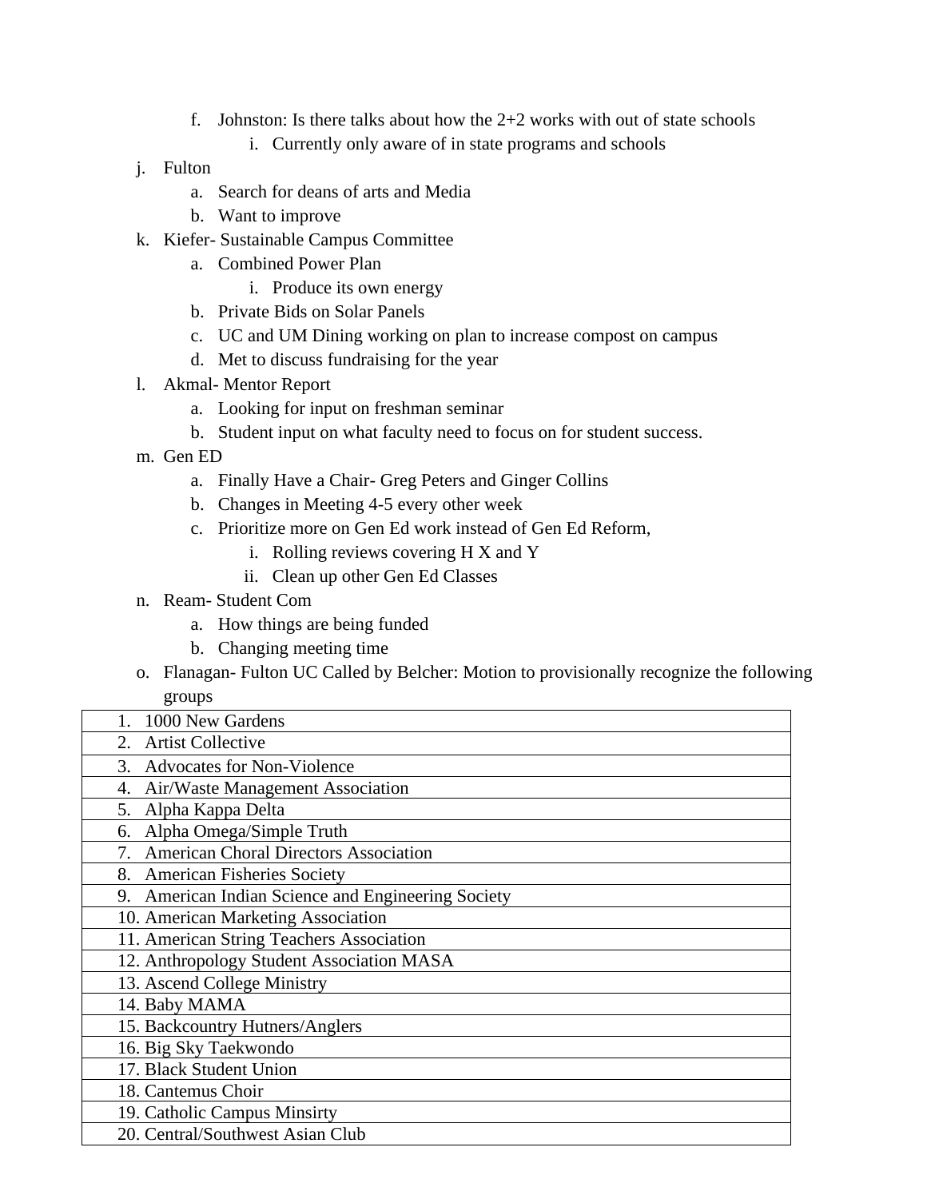f. Johnston: Is there talks about how the 2+2 works with out of state schools
    i. Currently only aware of in state programs and schools

j. Fulton
    a. Search for deans of arts and Media
    b. Want to improve

k. Kiefer- Sustainable Campus Committee
    a. Combined Power Plan
        i. Produce its own energy
    b. Private Bids on Solar Panels
    c. UC and UM Dining working on plan to increase compost on campus
    d. Met to discuss fundraising for the year

l. Akmal- Mentor Report
    a. Looking for input on freshman seminar
    b. Student input on what faculty need to focus on for student success.

m. Gen ED
    a. Finally Have a Chair- Greg Peters and Ginger Collins
    b. Changes in Meeting 4-5 every other week
    c. Prioritize more on Gen Ed work instead of Gen Ed Reform,
        i. Rolling reviews covering H X and Y
        ii. Clean up other Gen Ed Classes

n. Ream- Student Com
    a. How things are being funded
    b. Changing meeting time

o. Flanagan- Fulton UC Called by Belcher: Motion to provisionally recognize the following groups

| |
|---|
| 1. 1000 New Gardens |
| 2. Artist Collective |
| 3. Advocates for Non-Violence |
| 4. Air/Waste Management Association |
| 5. Alpha Kappa Delta |
| 6. Alpha Omega/Simple Truth |
| 7. American Choral Directors Association |
| 8. American Fisheries Society |
| 9. American Indian Science and Engineering Society |
| 10. American Marketing Association |
| 11. American String Teachers Association |
| 12. Anthropology Student Association MASA |
| 13. Ascend College Ministry |
| 14. Baby MAMA |
| 15. Backcountry Hutners/Anglers |
| 16. Big Sky Taekwondo |
| 17. Black Student Union |
| 18. Cantemus Choir |
| 19. Catholic Campus Minsirty |
| 20. Central/Southwest Asian Club |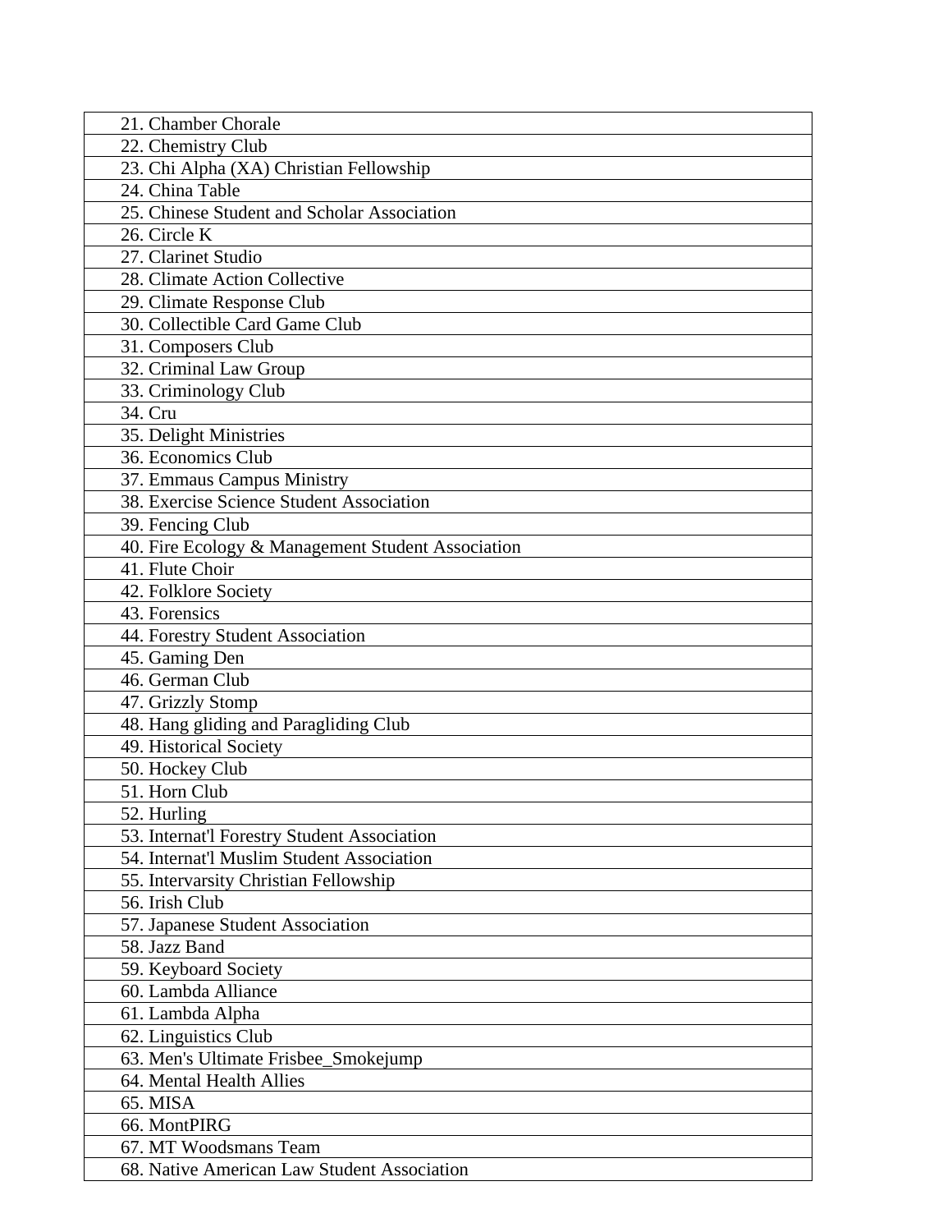| |
|---|
| 21. Chamber Chorale |
| 22. Chemistry Club |
| 23. Chi Alpha (XA) Christian Fellowship |
| 24. China Table |
| 25. Chinese Student and Scholar Association |
| 26. Circle K |
| 27. Clarinet Studio |
| 28. Climate Action Collective |
| 29. Climate Response Club |
| 30. Collectible Card Game Club |
| 31. Composers Club |
| 32. Criminal Law Group |
| 33. Criminology Club |
| 34. Cru |
| 35. Delight Ministries |
| 36. Economics Club |
| 37. Emmaus Campus Ministry |
| 38. Exercise Science Student Association |
| 39. Fencing Club |
| 40. Fire Ecology & Management Student Association |
| 41. Flute Choir |
| 42. Folklore Society |
| 43. Forensics |
| 44. Forestry Student Association |
| 45. Gaming Den |
| 46. German Club |
| 47. Grizzly Stomp |
| 48. Hang gliding and Paragliding Club |
| 49. Historical Society |
| 50. Hockey Club |
| 51. Horn Club |
| 52. Hurling |
| 53. Internat'l Forestry Student Association |
| 54. Internat'l Muslim Student Association |
| 55. Intervarsity Christian Fellowship |
| 56. Irish Club |
| 57. Japanese Student Association |
| 58. Jazz Band |
| 59. Keyboard Society |
| 60. Lambda Alliance |
| 61. Lambda Alpha |
| 62. Linguistics Club |
| 63. Men's Ultimate Frisbee_Smokejump |
| 64. Mental Health Allies |
| 65. MISA |
| 66. MontPIRG |
| 67. MT Woodsmans Team |
| 68. Native American Law Student Association |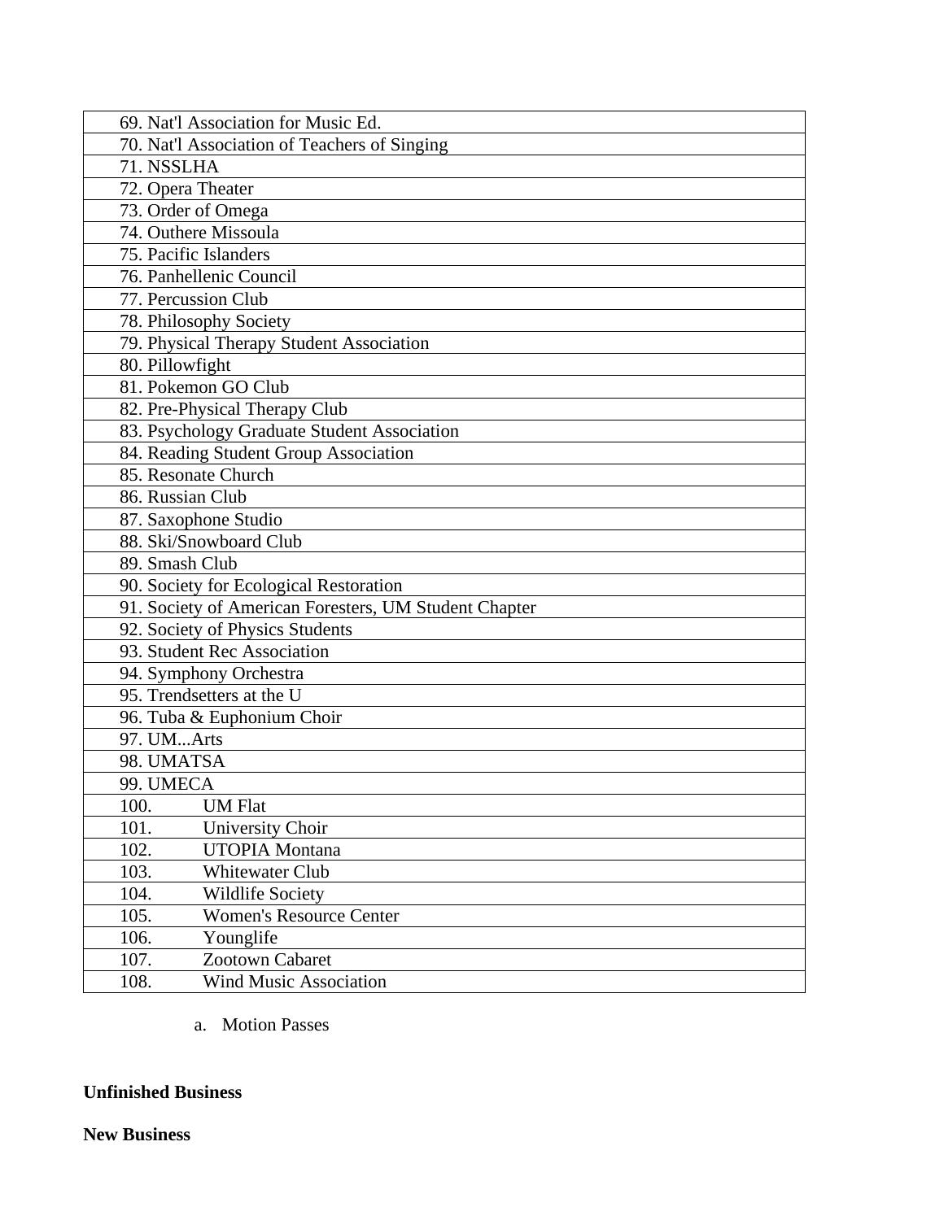| |
|---|
| 69. Nat'l Association for Music Ed. |
| 70. Nat'l Association of Teachers of Singing |
| 71. NSSLHA |
| 72. Opera Theater |
| 73. Order of Omega |
| 74. Outhere Missoula |
| 75. Pacific Islanders |
| 76. Panhellenic Council |
| 77. Percussion Club |
| 78. Philosophy Society |
| 79. Physical Therapy Student Association |
| 80. Pillowfight |
| 81. Pokemon GO Club |
| 82. Pre-Physical Therapy Club |
| 83. Psychology Graduate Student Association |
| 84. Reading Student Group Association |
| 85. Resonate Church |
| 86. Russian Club |
| 87. Saxophone Studio |
| 88. Ski/Snowboard Club |
| 89. Smash Club |
| 90. Society for Ecological Restoration |
| 91. Society of American Foresters, UM Student Chapter |
| 92. Society of Physics Students |
| 93. Student Rec Association |
| 94. Symphony Orchestra |
| 95. Trendsetters at the U |
| 96. Tuba & Euphonium Choir |
| 97. UM...Arts |
| 98. UMATSA |
| 99. UMECA |
| 100. UM Flat |
| 101. University Choir |
| 102. UTOPIA Montana |
| 103. Whitewater Club |
| 104. Wildlife Society |
| 105. Women's Resource Center |
| 106. Younglife |
| 107. Zootown Cabaret |
| 108. Wind Music Association |

a. Motion Passes

**Unfinished Business**

**New Business**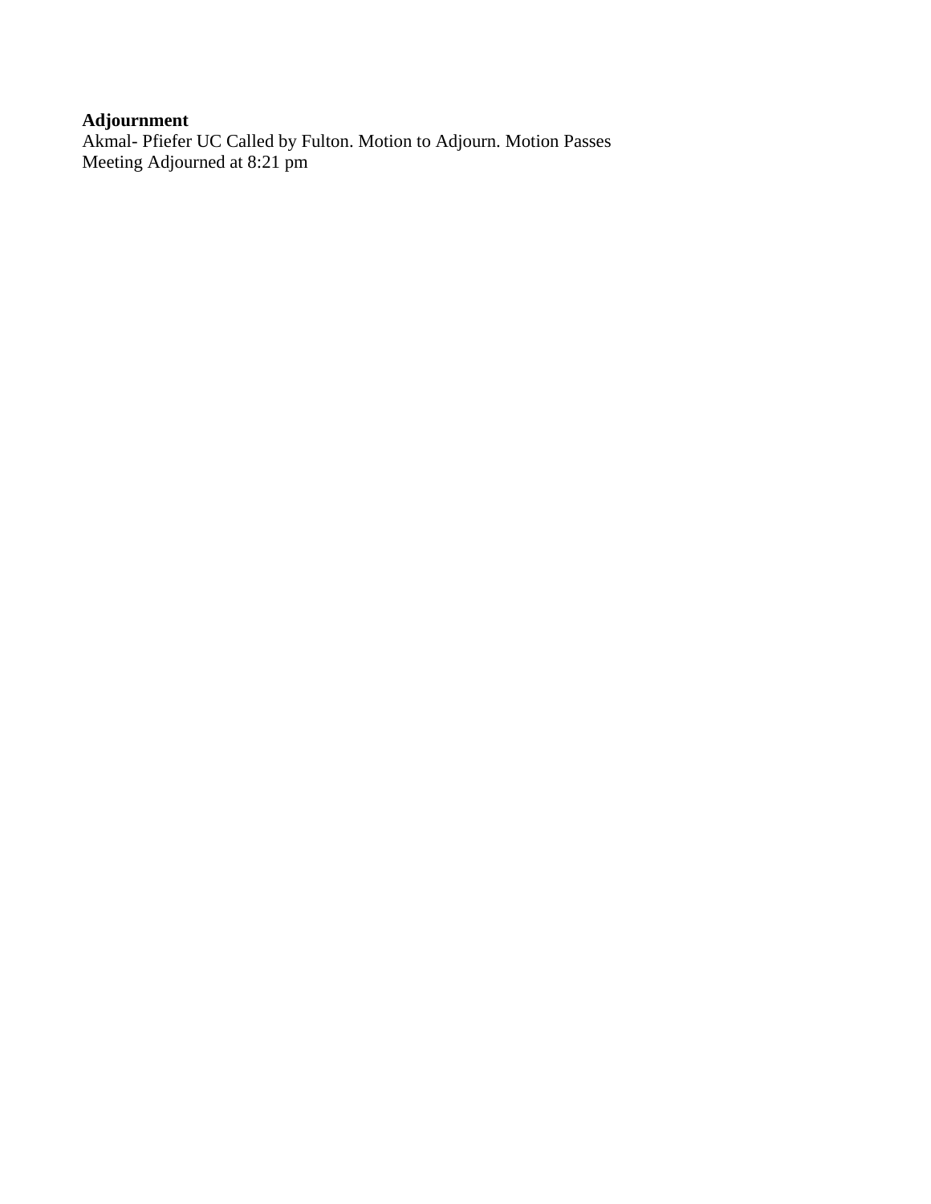**Adjournment**
Akmal- Pfiefer UC Called by Fulton. Motion to Adjourn. Motion Passes
Meeting Adjourned at 8:21 pm